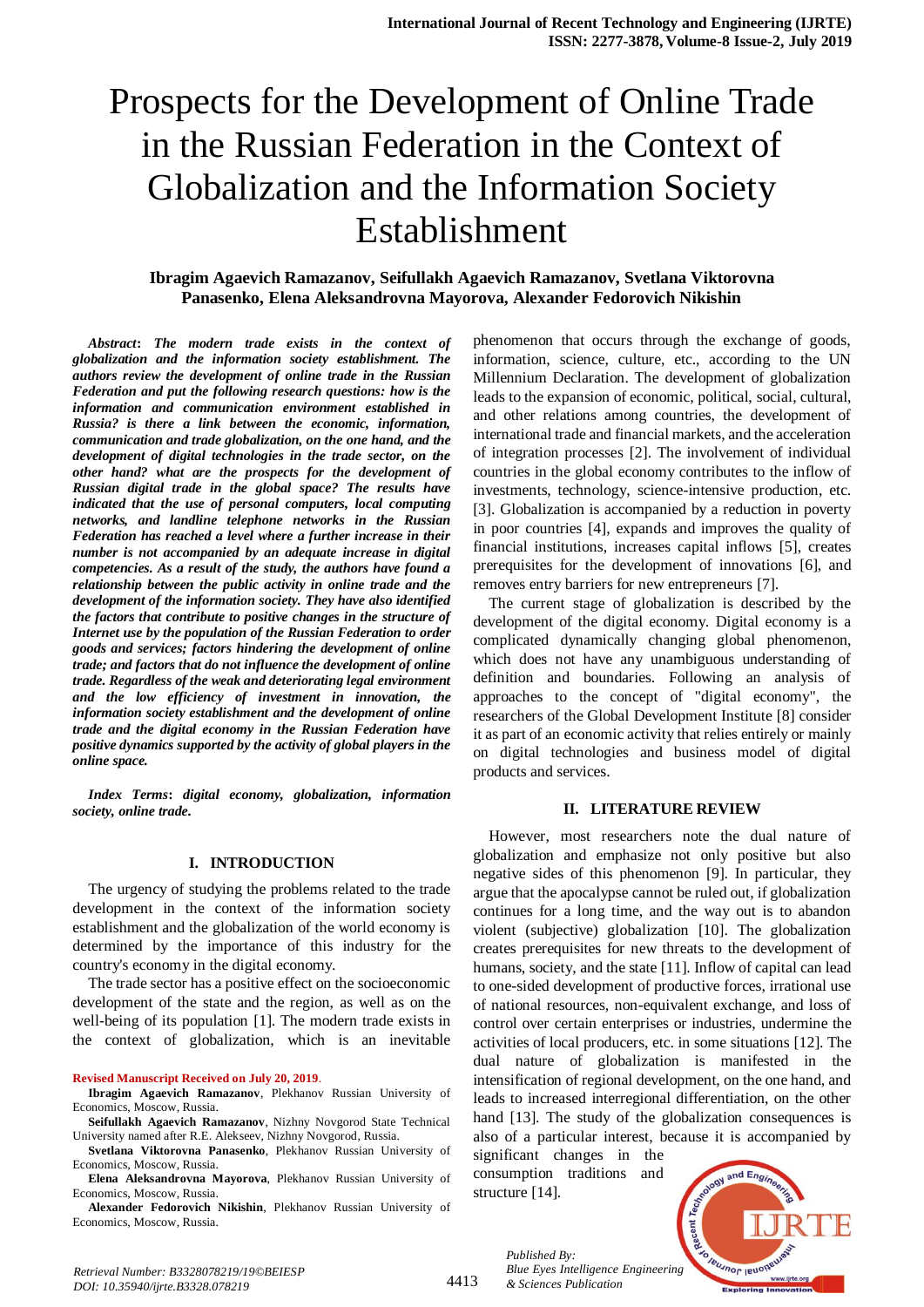# Prospects for the Development of Online Trade in the Russian Federation in the Context of Globalization and the Information Society Establishment

**Ibragim Agaevich Ramazanov, Seifullakh Agaevich Ramazanov, Svetlana Viktorovna Panasenko, Elena Aleksandrovna Mayorova, Alexander Fedorovich Nikishin**

***Abstract*: *The modern trade exists in the context of globalization and the information society establishment. The authors review the development of online trade in the Russian Federation and put the following research questions: how is the information and communication environment established in Russia? is there a link between the economic, information, communication and trade globalization, on the one hand, and the development of digital technologies in the trade sector, on the other hand? what are the prospects for the development of Russian digital trade in the global space? The results have indicated that the use of personal computers, local computing networks, and landline telephone networks in the Russian Federation has reached a level where a further increase in their number is not accompanied by an adequate increase in digital competencies. As a result of the study, the authors have found a relationship between the public activity in online trade and the development of the information society. They have also identified the factors that contribute to positive changes in the structure of Internet use by the population of the Russian Federation to order goods and services; factors hindering the development of online trade; and factors that do not influence the development of online trade. Regardless of the weak and deteriorating legal environment and the low efficiency of investment in innovation, the information society establishment and the development of online trade and the digital economy in the Russian Federation have positive dynamics supported by the activity of global players in the online space.***

***Index Terms*: *digital economy, globalization, information society, online trade.***

## I. INTRODUCTION

The urgency of studying the problems related to the trade development in the context of the information society establishment and the globalization of the world economy is determined by the importance of this industry for the country's economy in the digital economy.

The trade sector has a positive effect on the socioeconomic development of the state and the region, as well as on the well-being of its population [1]. The modern trade exists in the context of globalization, which is an inevitable phenomenon that occurs through the exchange of goods, information, science, culture, etc., according to the UN Millennium Declaration. The development of globalization leads to the expansion of economic, political, social, cultural, and other relations among countries, the development of international trade and financial markets, and the acceleration of integration processes [2]. The involvement of individual countries in the global economy contributes to the inflow of investments, technology, science-intensive production, etc. [3]. Globalization is accompanied by a reduction in poverty in poor countries [4], expands and improves the quality of financial institutions, increases capital inflows [5], creates prerequisites for the development of innovations [6], and removes entry barriers for new entrepreneurs [7].

The current stage of globalization is described by the development of the digital economy. Digital economy is a complicated dynamically changing global phenomenon, which does not have any unambiguous understanding of definition and boundaries. Following an analysis of approaches to the concept of "digital economy", the researchers of the Global Development Institute [8] consider it as part of an economic activity that relies entirely or mainly on digital technologies and business model of digital products and services.

## II. LITERATURE REVIEW

However, most researchers note the dual nature of globalization and emphasize not only positive but also negative sides of this phenomenon [9]. In particular, they argue that the apocalypse cannot be ruled out, if globalization continues for a long time, and the way out is to abandon violent (subjective) globalization [10]. The globalization creates prerequisites for new threats to the development of humans, society, and the state [11]. Inflow of capital can lead to one-sided development of productive forces, irrational use of national resources, non-equivalent exchange, and loss of control over certain enterprises or industries, undermine the activities of local producers, etc. in some situations [12]. The dual nature of globalization is manifested in the intensification of regional development, on the one hand, and leads to increased interregional differentiation, on the other hand [13]. The study of the globalization consequences is also of a particular interest, because it is accompanied by significant changes in the consumption traditions and structure [14].

**Revised Manuscript Received on July 20, 2019**.

**Ibragim Agaevich Ramazanov**, Plekhanov Russian University of Economics, Moscow, Russia.

**Seifullakh Agaevich Ramazanov**, Nizhny Novgorod State Technical University named after R.E. Alekseev, Nizhny Novgorod, Russia.

**Svetlana Viktorovna Panasenko**, Plekhanov Russian University of Economics, Moscow, Russia.

**Elena Aleksandrovna Mayorova**, Plekhanov Russian University of Economics, Moscow, Russia.

**Alexander Fedorovich Nikishin**, Plekhanov Russian University of Economics, Moscow, Russia.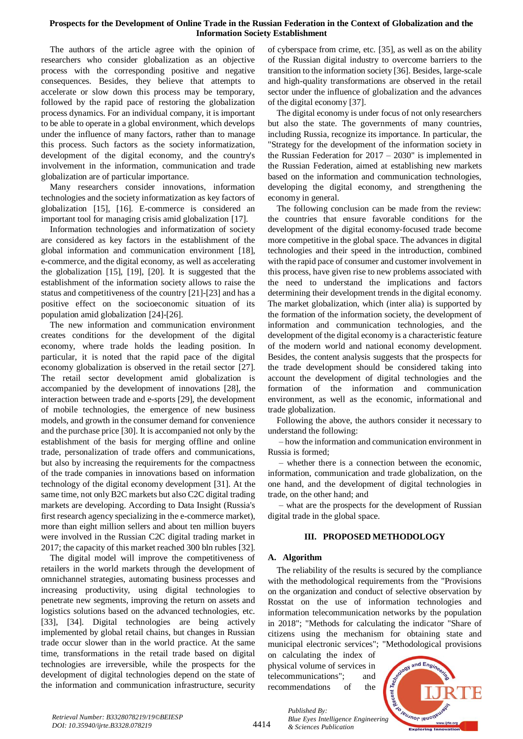The authors of the article agree with the opinion of researchers who consider globalization as an objective process with the corresponding positive and negative consequences. Besides, they believe that attempts to accelerate or slow down this process may be temporary, followed by the rapid pace of restoring the globalization process dynamics. For an individual company, it is important to be able to operate in a global environment, which develops under the influence of many factors, rather than to manage this process. Such factors as the society informatization, development of the digital economy, and the country's involvement in the information, communication and trade globalization are of particular importance.

Many researchers consider innovations, information technologies and the society informatization as key factors of globalization [15], [16]. E-commerce is considered an important tool for managing crisis amid globalization [17].

Information technologies and informatization of society are considered as key factors in the establishment of the global information and communication environment [18], e-commerce, and the digital economy, as well as accelerating the globalization [15], [19], [20]. It is suggested that the establishment of the information society allows to raise the status and competitiveness of the country [21]-[23] and has a positive effect on the socioeconomic situation of its population amid globalization [24]-[26].

The new information and communication environment creates conditions for the development of the digital economy, where trade holds the leading position. In particular, it is noted that the rapid pace of the digital economy globalization is observed in the retail sector [27]. The retail sector development amid globalization is accompanied by the development of innovations [28], the interaction between trade and e-sports [29], the development of mobile technologies, the emergence of new business models, and growth in the consumer demand for convenience and the purchase price [30]. It is accompanied not only by the establishment of the basis for merging offline and online trade, personalization of trade offers and communications, but also by increasing the requirements for the compactness of the trade companies in innovations based on information technology of the digital economy development [31]. At the same time, not only B2C markets but also C2C digital trading markets are developing. According to Data Insight (Russia's first research agency specializing in the e-commerce market), more than eight million sellers and about ten million buyers were involved in the Russian C2C digital trading market in 2017; the capacity of this market reached 300 bln rubles [32].

The digital model will improve the competitiveness of retailers in the world markets through the development of omnichannel strategies, automating business processes and increasing productivity, using digital technologies to penetrate new segments, improving the return on assets and logistics solutions based on the advanced technologies, etc. [33], [34]. Digital technologies are being actively implemented by global retail chains, but changes in Russian trade occur slower than in the world practice. At the same time, transformations in the retail trade based on digital technologies are irreversible, while the prospects for the development of digital technologies depend on the state of the information and communication infrastructure, security of cyberspace from crime, etc. [35], as well as on the ability of the Russian digital industry to overcome barriers to the transition to the information society [36]. Besides, large-scale and high-quality transformations are observed in the retail sector under the influence of globalization and the advances of the digital economy [37].

The digital economy is under focus of not only researchers but also the state. The governments of many countries, including Russia, recognize its importance. In particular, the "Strategy for the development of the information society in the Russian Federation for 2017 – 2030" is implemented in the Russian Federation, aimed at establishing new markets based on the information and communication technologies, developing the digital economy, and strengthening the economy in general.

The following conclusion can be made from the review: the countries that ensure favorable conditions for the development of the digital economy-focused trade become more competitive in the global space. The advances in digital technologies and their speed in the introduction, combined with the rapid pace of consumer and customer involvement in this process, have given rise to new problems associated with the need to understand the implications and factors determining their development trends in the digital economy. The market globalization, which (inter alia) is supported by the formation of the information society, the development of information and communication technologies, and the development of the digital economy is a characteristic feature of the modern world and national economy development. Besides, the content analysis suggests that the prospects for the trade development should be considered taking into account the development of digital technologies and the formation of the information and communication environment, as well as the economic, informational and trade globalization.

Following the above, the authors consider it necessary to understand the following:

– how the information and communication environment in Russia is formed;

– whether there is a connection between the economic, information, communication and trade globalization, on the one hand, and the development of digital technologies in trade, on the other hand; and

– what are the prospects for the development of Russian digital trade in the global space.

## III. PROPOSED METHODOLOGY

### A. Algorithm

The reliability of the results is secured by the compliance with the methodological requirements from the "Provisions on the organization and conduct of selective observation by Rosstat on the use of information technologies and information telecommunication networks by the population in 2018"; "Methods for calculating the indicator "Share of citizens using the mechanism for obtaining state and municipal electronic services"; "Methodological provisions on calculating the index of physical volume of services in telecommunications"; and recommendations of the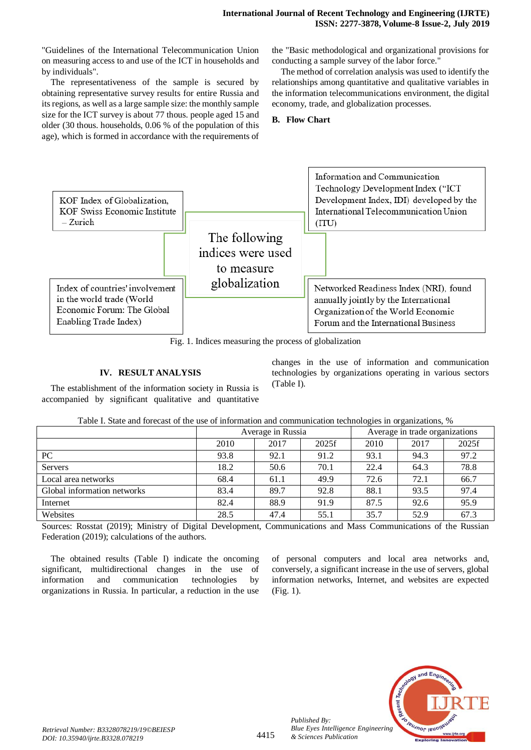"Guidelines of the International Telecommunication Union on measuring access to and use of the ICT in households and by individuals".

The representativeness of the sample is secured by obtaining representative survey results for entire Russia and its regions, as well as a large sample size: the monthly sample size for the ICT survey is about 77 thous. people aged 15 and older (30 thous. households, 0.06 % of the population of this age), which is formed in accordance with the requirements of the "Basic methodological and organizational provisions for conducting a sample survey of the labor force."

The method of correlation analysis was used to identify the relationships among quantitative and qualitative variables in the information telecommunications environment, the digital economy, trade, and globalization processes.

### B. Flow Chart

The following indices were used to measure globalization:

- KOF Index of Globalization, KOF Swiss Economic Institute – Zurich
- Information and Communication Technology Development Index ("ICT Development Index, IDI) developed by the International Telecommunication Union (ITU)
- Index of countries' involvement in the world trade (World Economic Forum: The Global Enabling Trade Index)
- Networked Readiness Index (NRI), found annually jointly by the International Organization of the World Economic Forum and the International Business

Fig. 1. Indices measuring the process of globalization

## IV. RESULT ANALYSIS

The establishment of the information society in Russia is accompanied by significant qualitative and quantitative changes in the use of information and communication technologies by organizations operating in various sectors (Table I).

Table I. State and forecast of the use of information and communication technologies in organizations, %

| | Average in Russia | | | Average in trade organizations | | |
|---|---|---|---|---|---|---|
| | 2010 | 2017 | 2025f | 2010 | 2017 | 2025f |
| PC | 93.8 | 92.1 | 91.2 | 93.1 | 94.3 | 97.2 |
| Servers | 18.2 | 50.6 | 70.1 | 22.4 | 64.3 | 78.8 |
| Local area networks | 68.4 | 61.1 | 49.9 | 72.6 | 72.1 | 66.7 |
| Global information networks | 83.4 | 89.7 | 92.8 | 88.1 | 93.5 | 97.4 |
| Internet | 82.4 | 88.9 | 91.9 | 87.5 | 92.6 | 95.9 |
| Websites | 28.5 | 47.4 | 55.1 | 35.7 | 52.9 | 67.3 |

Sources: Rosstat (2019); Ministry of Digital Development, Communications and Mass Communications of the Russian Federation (2019); calculations of the authors.

The obtained results (Table I) indicate the oncoming significant, multidirectional changes in the use of information and communication technologies by organizations in Russia. In particular, a reduction in the use of personal computers and local area networks and, conversely, a significant increase in the use of servers, global information networks, Internet, and websites are expected (Fig. 1).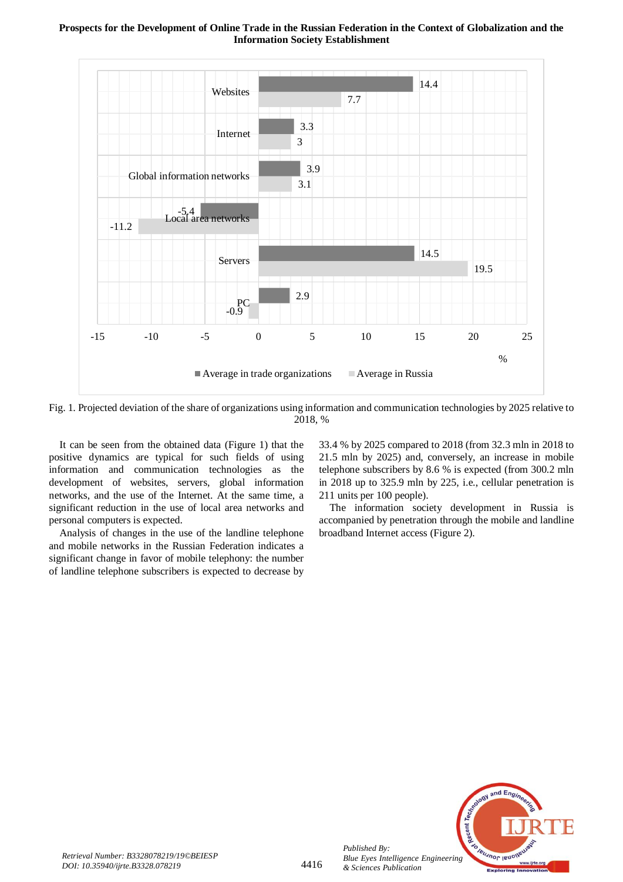Fig. 1. Projected deviation of the share of organizations using information and communication technologies by 2025 relative to 2018, %

It can be seen from the obtained data (Figure 1) that the positive dynamics are typical for such fields of using information and communication technologies as the development of websites, servers, global information networks, and the use of the Internet. At the same time, a significant reduction in the use of local area networks and personal computers is expected.

Analysis of changes in the use of the landline telephone and mobile networks in the Russian Federation indicates a significant change in favor of mobile telephony: the number of landline telephone subscribers is expected to decrease by 33.4 % by 2025 compared to 2018 (from 32.3 mln in 2018 to 21.5 mln by 2025) and, conversely, an increase in mobile telephone subscribers by 8.6 % is expected (from 300.2 mln in 2018 up to 325.9 mln by 225, i.e., cellular penetration is 211 units per 100 people).

The information society development in Russia is accompanied by penetration through the mobile and landline broadband Internet access (Figure 2).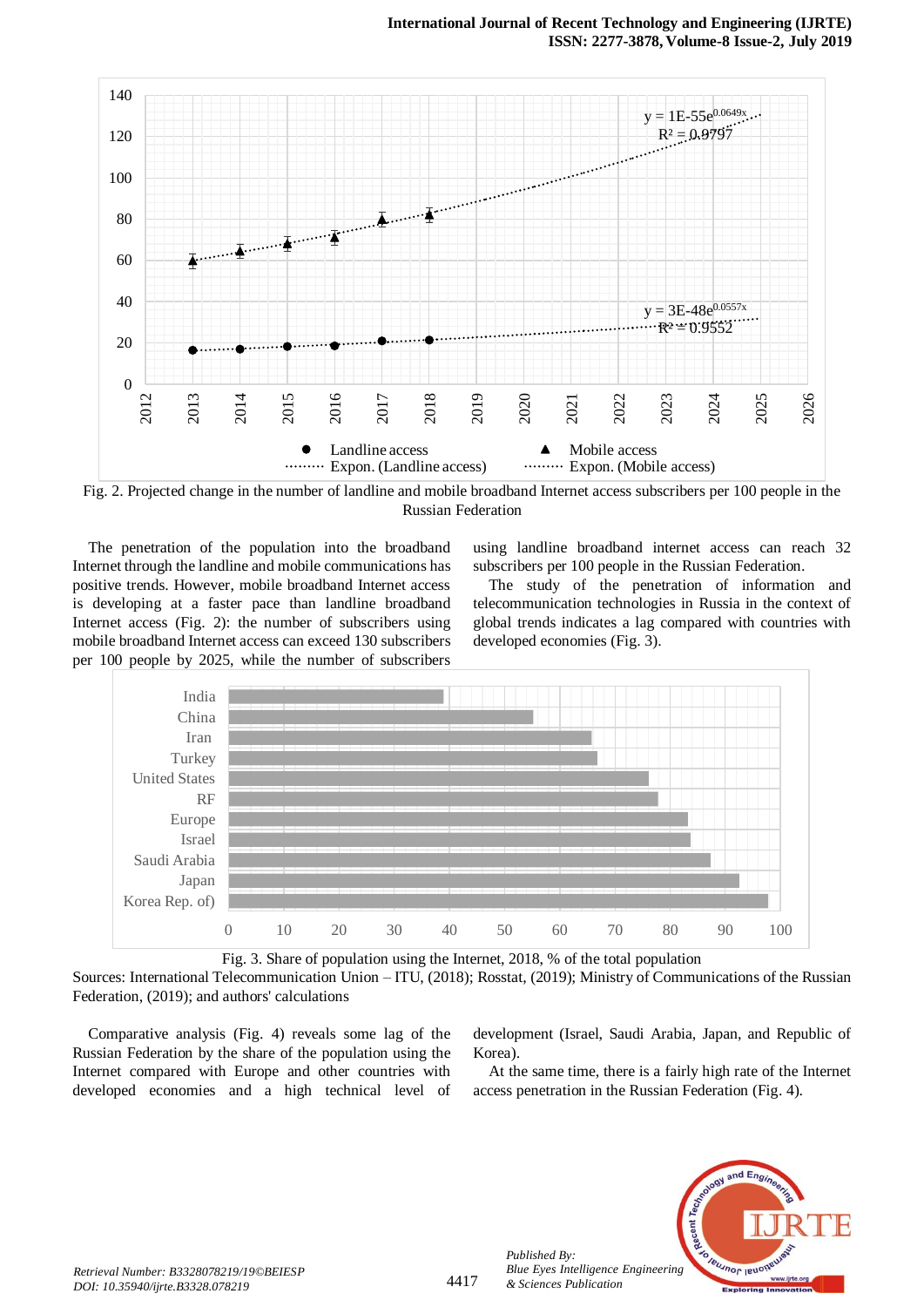Fig. 2. Projected change in the number of landline and mobile broadband Internet access subscribers per 100 people in the Russian Federation

The penetration of the population into the broadband Internet through the landline and mobile communications has positive trends. However, mobile broadband Internet access is developing at a faster pace than landline broadband Internet access (Fig. 2): the number of subscribers using mobile broadband Internet access can exceed 130 subscribers per 100 people by 2025, while the number of subscribers using landline broadband internet access can reach 32 subscribers per 100 people in the Russian Federation.

The study of the penetration of information and telecommunication technologies in Russia in the context of global trends indicates a lag compared with countries with developed economies (Fig. 3).

Fig. 3. Share of population using the Internet, 2018, % of the total population

Sources: International Telecommunication Union – ITU, (2018); Rosstat, (2019); Ministry of Communications of the Russian Federation, (2019); and authors' calculations

Comparative analysis (Fig. 4) reveals some lag of the Russian Federation by the share of the population using the Internet compared with Europe and other countries with developed economies and a high technical level of development (Israel, Saudi Arabia, Japan, and Republic of Korea).

At the same time, there is a fairly high rate of the Internet access penetration in the Russian Federation (Fig. 4).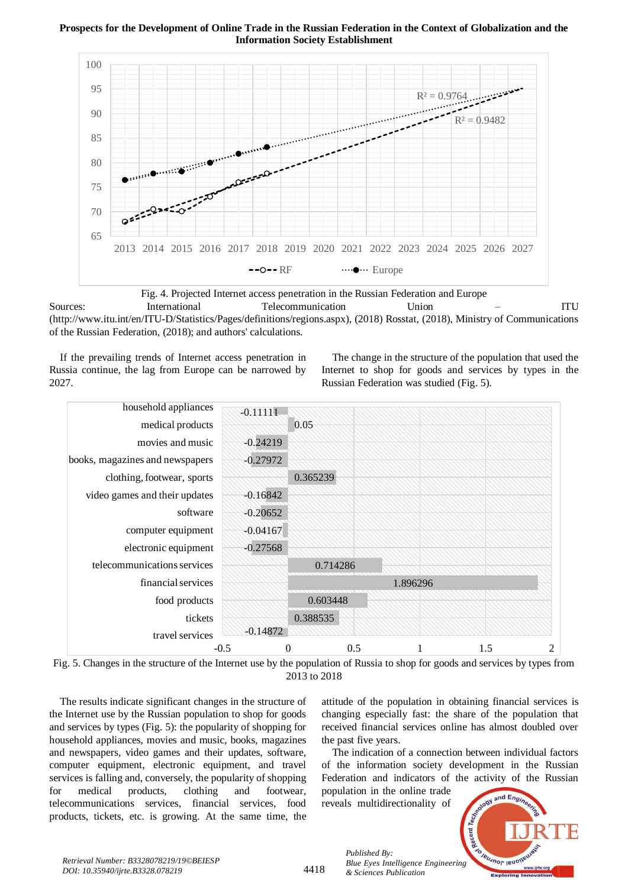Fig. 4. Projected Internet access penetration in the Russian Federation and Europe

Sources: International Telecommunication Union – ITU (http://www.itu.int/en/ITU-D/Statistics/Pages/definitions/regions.aspx), (2018) Rosstat, (2018), Ministry of Communications of the Russian Federation, (2018); and authors' calculations.

If the prevailing trends of Internet access penetration in Russia continue, the lag from Europe can be narrowed by 2027.

The change in the structure of the population that used the Internet to shop for goods and services by types in the Russian Federation was studied (Fig. 5).

Fig. 5. Changes in the structure of the Internet use by the population of Russia to shop for goods and services by types from 2013 to 2018

The results indicate significant changes in the structure of the Internet use by the population to shop for goods and services by types (Fig. 5): the popularity of shopping for household appliances, movies and music, books, magazines and newspapers, video games and their updates, software, computer equipment, electronic equipment, and travel services is falling and, conversely, the popularity of shopping for medical products, clothing and footwear, telecommunications services, financial services, food products, tickets, etc. is growing. At the same time, the attitude of the population in obtaining financial services is changing especially fast: the share of the population that received financial services online has almost doubled over the past five years.

The indication of a connection between individual factors of the information society development in the Russian Federation and indicators of the activity of the Russian population in the online trade reveals multidirectionality of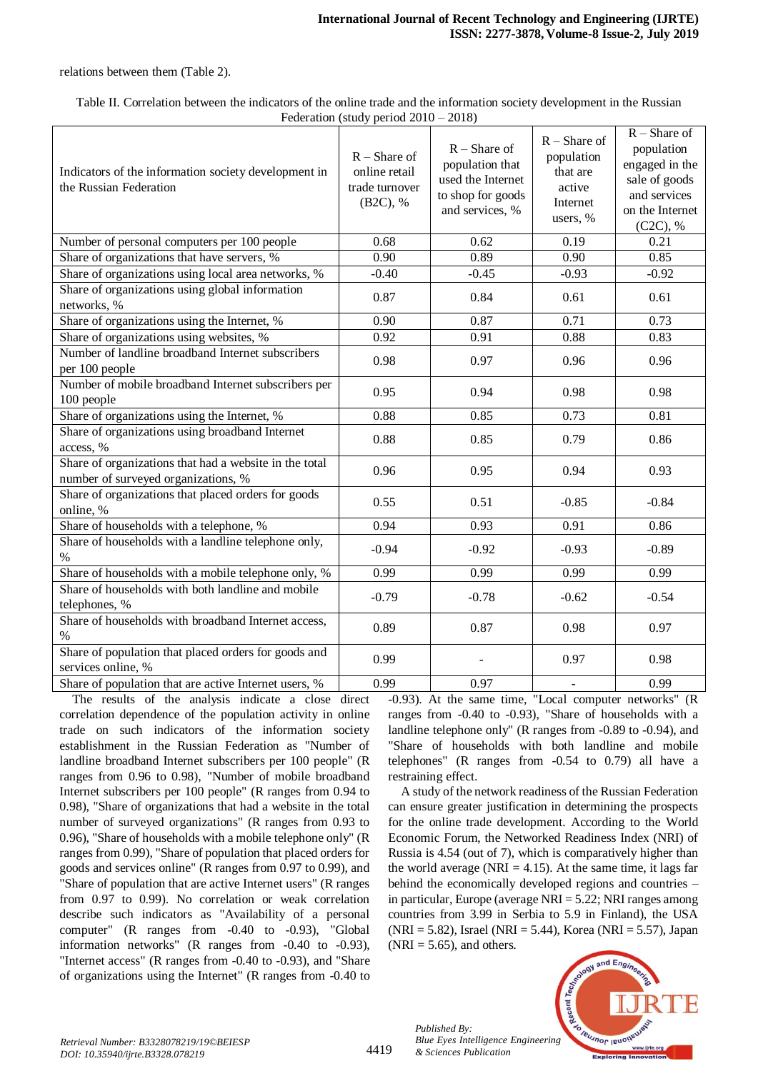relations between them (Table 2).

Table II. Correlation between the indicators of the online trade and the information society development in the Russian Federation (study period 2010 – 2018)

| Indicators of the information society development in the Russian Federation | R – Share of online retail trade turnover (B2C), % | R – Share of population that used the Internet to shop for goods and services, % | R – Share of population that are active Internet users, % | R – Share of population engaged in the sale of goods and services on the Internet (C2C), % |
|---|---|---|---|---|
| Number of personal computers per 100 people | 0.68 | 0.62 | 0.19 | 0.21 |
| Share of organizations that have servers, % | 0.90 | 0.89 | 0.90 | 0.85 |
| Share of organizations using local area networks, % | -0.40 | -0.45 | -0.93 | -0.92 |
| Share of organizations using global information networks, % | 0.87 | 0.84 | 0.61 | 0.61 |
| Share of organizations using the Internet, % | 0.90 | 0.87 | 0.71 | 0.73 |
| Share of organizations using websites, % | 0.92 | 0.91 | 0.88 | 0.83 |
| Number of landline broadband Internet subscribers per 100 people | 0.98 | 0.97 | 0.96 | 0.96 |
| Number of mobile broadband Internet subscribers per 100 people | 0.95 | 0.94 | 0.98 | 0.98 |
| Share of organizations using the Internet, % | 0.88 | 0.85 | 0.73 | 0.81 |
| Share of organizations using broadband Internet access, % | 0.88 | 0.85 | 0.79 | 0.86 |
| Share of organizations that had a website in the total number of surveyed organizations, % | 0.96 | 0.95 | 0.94 | 0.93 |
| Share of organizations that placed orders for goods online, % | 0.55 | 0.51 | -0.85 | -0.84 |
| Share of households with a telephone, % | 0.94 | 0.93 | 0.91 | 0.86 |
| Share of households with a landline telephone only, % | -0.94 | -0.92 | -0.93 | -0.89 |
| Share of households with a mobile telephone only, % | 0.99 | 0.99 | 0.99 | 0.99 |
| Share of households with both landline and mobile telephones, % | -0.79 | -0.78 | -0.62 | -0.54 |
| Share of households with broadband Internet access, % | 0.89 | 0.87 | 0.98 | 0.97 |
| Share of population that placed orders for goods and services online, % | 0.99 | - | 0.97 | 0.98 |
| Share of population that are active Internet users, % | 0.99 | 0.97 | - | 0.99 |

The results of the analysis indicate a close direct correlation dependence of the population activity in online trade on such indicators of the information society establishment in the Russian Federation as "Number of landline broadband Internet subscribers per 100 people" (R ranges from 0.96 to 0.98), "Number of mobile broadband Internet subscribers per 100 people" (R ranges from 0.94 to 0.98), "Share of organizations that had a website in the total number of surveyed organizations" (R ranges from 0.93 to 0.96), "Share of households with a mobile telephone only" (R ranges from 0.99), "Share of population that placed orders for goods and services online" (R ranges from 0.97 to 0.99), and "Share of population that are active Internet users" (R ranges from 0.97 to 0.99). No correlation or weak correlation describe such indicators as "Availability of a personal computer" (R ranges from -0.40 to -0.93), "Global information networks" (R ranges from -0.40 to -0.93), "Internet access" (R ranges from -0.40 to -0.93), and "Share of organizations using the Internet" (R ranges from -0.40 to -0.93). At the same time, "Local computer networks" (R ranges from -0.40 to -0.93), "Share of households with a landline telephone only" (R ranges from -0.89 to -0.94), and "Share of households with both landline and mobile telephones" (R ranges from -0.54 to 0.79) all have a restraining effect.

A study of the network readiness of the Russian Federation can ensure greater justification in determining the prospects for the online trade development. According to the World Economic Forum, the Networked Readiness Index (NRI) of Russia is 4.54 (out of 7), which is comparatively higher than the world average (NRI = 4.15). At the same time, it lags far behind the economically developed regions and countries – in particular, Europe (average NRI = 5.22; NRI ranges among countries from 3.99 in Serbia to 5.9 in Finland), the USA (NRI = 5.82), Israel (NRI = 5.44), Korea (NRI = 5.57), Japan (NRI = 5.65), and others.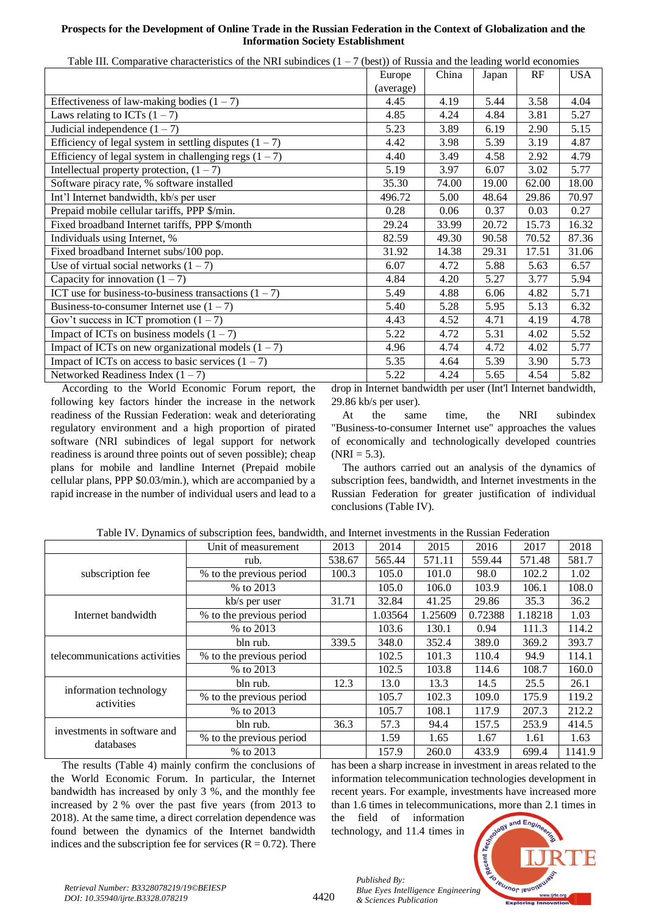Table III. Comparative characteristics of the NRI subindices (1 – 7 (best)) of Russia and the leading world economies

| | Europe (average) | China | Japan | RF | USA |
|---|---|---|---|---|---|
| Effectiveness of law-making bodies (1 – 7) | 4.45 | 4.19 | 5.44 | 3.58 | 4.04 |
| Laws relating to ICTs (1 – 7) | 4.85 | 4.24 | 4.84 | 3.81 | 5.27 |
| Judicial independence (1 – 7) | 5.23 | 3.89 | 6.19 | 2.90 | 5.15 |
| Efficiency of legal system in settling disputes (1 – 7) | 4.42 | 3.98 | 5.39 | 3.19 | 4.87 |
| Efficiency of legal system in challenging regs (1 – 7) | 4.40 | 3.49 | 4.58 | 2.92 | 4.79 |
| Intellectual property protection, (1 – 7) | 5.19 | 3.97 | 6.07 | 3.02 | 5.77 |
| Software piracy rate, % software installed | 35.30 | 74.00 | 19.00 | 62.00 | 18.00 |
| Int'l Internet bandwidth, kb/s per user | 496.72 | 5.00 | 48.64 | 29.86 | 70.97 |
| Prepaid mobile cellular tariffs, PPP $/min. | 0.28 | 0.06 | 0.37 | 0.03 | 0.27 |
| Fixed broadband Internet tariffs, PPP $/month | 29.24 | 33.99 | 20.72 | 15.73 | 16.32 |
| Individuals using Internet, % | 82.59 | 49.30 | 90.58 | 70.52 | 87.36 |
| Fixed broadband Internet subs/100 pop. | 31.92 | 14.38 | 29.31 | 17.51 | 31.06 |
| Use of virtual social networks (1 – 7) | 6.07 | 4.72 | 5.88 | 5.63 | 6.57 |
| Capacity for innovation (1 – 7) | 4.84 | 4.20 | 5.27 | 3.77 | 5.94 |
| ICT use for business-to-business transactions (1 – 7) | 5.49 | 4.88 | 6.06 | 4.82 | 5.71 |
| Business-to-consumer Internet use (1 – 7) | 5.40 | 5.28 | 5.95 | 5.13 | 6.32 |
| Gov't success in ICT promotion (1 – 7) | 4.43 | 4.52 | 4.71 | 4.19 | 4.78 |
| Impact of ICTs on business models (1 – 7) | 5.22 | 4.72 | 5.31 | 4.02 | 5.52 |
| Impact of ICTs on new organizational models (1 – 7) | 4.96 | 4.74 | 4.72 | 4.02 | 5.77 |
| Impact of ICTs on access to basic services (1 – 7) | 5.35 | 4.64 | 5.39 | 3.90 | 5.73 |
| Networked Readiness Index (1 – 7) | 5.22 | 4.24 | 5.65 | 4.54 | 5.82 |

According to the World Economic Forum report, the following key factors hinder the increase in the network readiness of the Russian Federation: weak and deteriorating regulatory environment and a high proportion of pirated software (NRI subindices of legal support for network readiness is around three points out of seven possible); cheap plans for mobile and landline Internet (Prepaid mobile cellular plans, PPP $0.03/min.), which are accompanied by a rapid increase in the number of individual users and lead to a drop in Internet bandwidth per user (Int'l Internet bandwidth, 29.86 kb/s per user).

At the same time, the NRI subindex "Business-to-consumer Internet use" approaches the values of economically and technologically developed countries (NRI = 5.3).

The authors carried out an analysis of the dynamics of subscription fees, bandwidth, and Internet investments in the Russian Federation for greater justification of individual conclusions (Table IV).

Table IV. Dynamics of subscription fees, bandwidth, and Internet investments in the Russian Federation

| | Unit of measurement | 2013 | 2014 | 2015 | 2016 | 2017 | 2018 |
|---|---|---|---|---|---|---|---|
| subscription fee | rub. | 538.67 | 565.44 | 571.11 | 559.44 | 571.48 | 581.7 |
| | % to the previous period | 100.3 | 105.0 | 101.0 | 98.0 | 102.2 | 1.02 |
| | % to 2013 | | 105.0 | 106.0 | 103.9 | 106.1 | 108.0 |
| Internet bandwidth | kb/s per user | 31.71 | 32.84 | 41.25 | 29.86 | 35.3 | 36.2 |
| | % to the previous period | | 1.03564 | 1.25609 | 0.72388 | 1.18218 | 1.03 |
| | % to 2013 | | 103.6 | 130.1 | 0.94 | 111.3 | 114.2 |
| telecommunications activities | bln rub. | 339.5 | 348.0 | 352.4 | 389.0 | 369.2 | 393.7 |
| | % to the previous period | | 102.5 | 101.3 | 110.4 | 94.9 | 114.1 |
| | % to 2013 | | 102.5 | 103.8 | 114.6 | 108.7 | 160.0 |
| information technology activities | bln rub. | 12.3 | 13.0 | 13.3 | 14.5 | 25.5 | 26.1 |
| | % to the previous period | | 105.7 | 102.3 | 109.0 | 175.9 | 119.2 |
| | % to 2013 | | 105.7 | 108.1 | 117.9 | 207.3 | 212.2 |
| investments in software and databases | bln rub. | 36.3 | 57.3 | 94.4 | 157.5 | 253.9 | 414.5 |
| | % to the previous period | | 1.59 | 1.65 | 1.67 | 1.61 | 1.63 |
| | % to 2013 | | 157.9 | 260.0 | 433.9 | 699.4 | 1141.9 |

The results (Table 4) mainly confirm the conclusions of the World Economic Forum. In particular, the Internet bandwidth has increased by only 3 %, and the monthly fee increased by 2 % over the past five years (from 2013 to 2018). At the same time, a direct correlation dependence was found between the dynamics of the Internet bandwidth indices and the subscription fee for services (R = 0.72). There has been a sharp increase in investment in areas related to the information telecommunication technologies development in recent years. For example, investments have increased more than 1.6 times in telecommunications, more than 2.1 times in the field of information technology, and 11.4 times in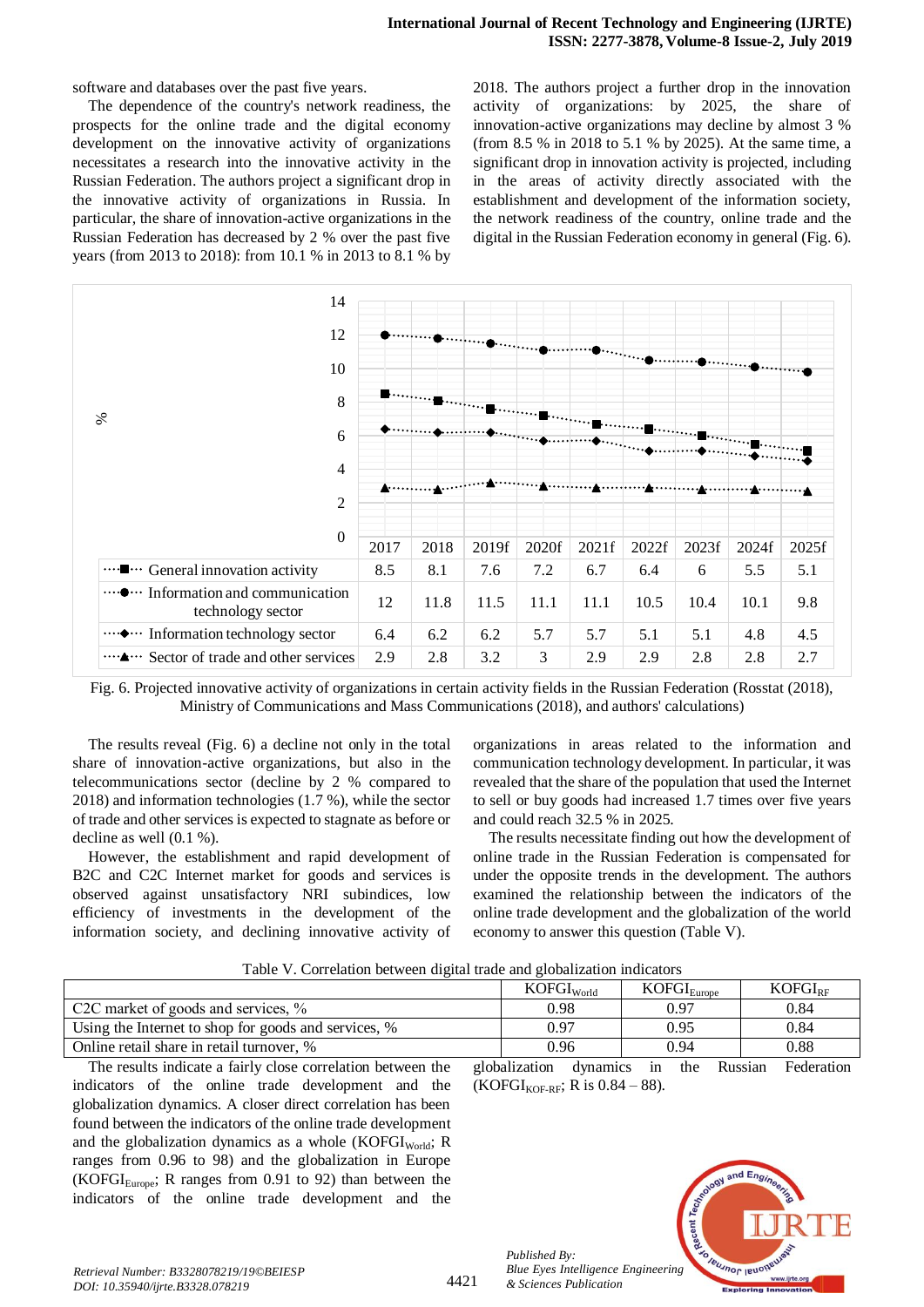software and databases over the past five years.

The dependence of the country's network readiness, the prospects for the online trade and the digital economy development on the innovative activity of organizations necessitates a research into the innovative activity in the Russian Federation. The authors project a significant drop in the innovative activity of organizations in Russia. In particular, the share of innovation-active organizations in the Russian Federation has decreased by 2 % over the past five years (from 2013 to 2018): from 10.1 % in 2013 to 8.1 % by 2018. The authors project a further drop in the innovation activity of organizations: by 2025, the share of innovation-active organizations may decline by almost 3 % (from 8.5 % in 2018 to 5.1 % by 2025). At the same time, a significant drop in innovation activity is projected, including in the areas of activity directly associated with the establishment and development of the information society, the network readiness of the country, online trade and the digital in the Russian Federation economy in general (Fig. 6).

| % | 2017 | 2018 | 2019f | 2020f | 2021f | 2022f | 2023f | 2024f | 2025f |
|---|---|---|---|---|---|---|---|---|---|
| General innovation activity | 8.5 | 8.1 | 7.6 | 7.2 | 6.7 | 6.4 | 6 | 5.5 | 5.1 |
| Information and communication technology sector | 12 | 11.8 | 11.5 | 11.1 | 11.1 | 10.5 | 10.4 | 10.1 | 9.8 |
| Information technology sector | 6.4 | 6.2 | 6.2 | 5.7 | 5.7 | 5.1 | 5.1 | 4.8 | 4.5 |
| Sector of trade and other services | 2.9 | 2.8 | 3.2 | 3 | 2.9 | 2.9 | 2.8 | 2.8 | 2.7 |

Fig. 6. Projected innovative activity of organizations in certain activity fields in the Russian Federation (Rosstat (2018), Ministry of Communications and Mass Communications (2018), and authors' calculations)

The results reveal (Fig. 6) a decline not only in the total share of innovation-active organizations, but also in the telecommunications sector (decline by 2 % compared to 2018) and information technologies (1.7 %), while the sector of trade and other services is expected to stagnate as before or decline as well (0.1 %).

However, the establishment and rapid development of B2C and C2C Internet market for goods and services is observed against unsatisfactory NRI subindices, low efficiency of investments in the development of the information society, and declining innovative activity of organizations in areas related to the information and communication technology development. In particular, it was revealed that the share of the population that used the Internet to sell or buy goods had increased 1.7 times over five years and could reach 32.5 % in 2025.

The results necessitate finding out how the development of online trade in the Russian Federation is compensated for under the opposite trends in the development. The authors examined the relationship between the indicators of the online trade development and the globalization of the world economy to answer this question (Table V).

Table V. Correlation between digital trade and globalization indicators

| | $KOFGI_{World}$ | $KOFGI_{Europe}$ | $KOFGI_{RF}$ |
|---|---|---|---|
| C2C market of goods and services, % | 0.98 | 0.97 | 0.84 |
| Using the Internet to shop for goods and services, % | 0.97 | 0.95 | 0.84 |
| Online retail share in retail turnover, % | 0.96 | 0.94 | 0.88 |

The results indicate a fairly close correlation between the indicators of the online trade development and the globalization dynamics. A closer direct correlation has been found between the indicators of the online trade development and the globalization dynamics as a whole ($KOFGI_{World}$; R ranges from 0.96 to 98) and the globalization in Europe ($KOFGI_{Europe}$; R ranges from 0.91 to 92) than between the indicators of the online trade development and the globalization dynamics in the Russian Federation ($KOFGI_{KOF\text{-}RF}$; R is 0.84 – 88).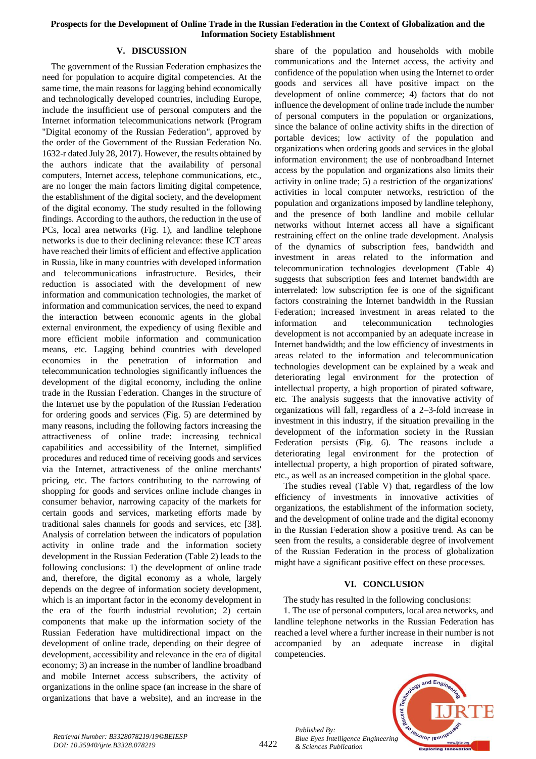## V. DISCUSSION

The government of the Russian Federation emphasizes the need for population to acquire digital competencies. At the same time, the main reasons for lagging behind economically and technologically developed countries, including Europe, include the insufficient use of personal computers and the Internet information telecommunications network (Program "Digital economy of the Russian Federation", approved by the order of the Government of the Russian Federation No. 1632-r dated July 28, 2017). However, the results obtained by the authors indicate that the availability of personal computers, Internet access, telephone communications, etc., are no longer the main factors limiting digital competence, the establishment of the digital society, and the development of the digital economy. The study resulted in the following findings. According to the authors, the reduction in the use of PCs, local area networks (Fig. 1), and landline telephone networks is due to their declining relevance: these ICT areas have reached their limits of efficient and effective application in Russia, like in many countries with developed information and telecommunications infrastructure. Besides, their reduction is associated with the development of new information and communication technologies, the market of information and communication services, the need to expand the interaction between economic agents in the global external environment, the expediency of using flexible and more efficient mobile information and communication means, etc. Lagging behind countries with developed economies in the penetration of information and telecommunication technologies significantly influences the development of the digital economy, including the online trade in the Russian Federation. Changes in the structure of the Internet use by the population of the Russian Federation for ordering goods and services (Fig. 5) are determined by many reasons, including the following factors increasing the attractiveness of online trade: increasing technical capabilities and accessibility of the Internet, simplified procedures and reduced time of receiving goods and services via the Internet, attractiveness of the online merchants' pricing, etc. The factors contributing to the narrowing of shopping for goods and services online include changes in consumer behavior, narrowing capacity of the markets for certain goods and services, marketing efforts made by traditional sales channels for goods and services, etc [38]. Analysis of correlation between the indicators of population activity in online trade and the information society development in the Russian Federation (Table 2) leads to the following conclusions: 1) the development of online trade and, therefore, the digital economy as a whole, largely depends on the degree of information society development, which is an important factor in the economy development in the era of the fourth industrial revolution; 2) certain components that make up the information society of the Russian Federation have multidirectional impact on the development of online trade, depending on their degree of development, accessibility and relevance in the era of digital economy; 3) an increase in the number of landline broadband and mobile Internet access subscribers, the activity of organizations in the online space (an increase in the share of organizations that have a website), and an increase in the share of the population and households with mobile communications and the Internet access, the activity and confidence of the population when using the Internet to order goods and services all have positive impact on the development of online commerce; 4) factors that do not influence the development of online trade include the number of personal computers in the population or organizations, since the balance of online activity shifts in the direction of portable devices; low activity of the population and organizations when ordering goods and services in the global information environment; the use of nonbroadband Internet access by the population and organizations also limits their activity in online trade; 5) a restriction of the organizations' activities in local computer networks, restriction of the population and organizations imposed by landline telephony, and the presence of both landline and mobile cellular networks without Internet access all have a significant restraining effect on the online trade development. Analysis of the dynamics of subscription fees, bandwidth and investment in areas related to the information and telecommunication technologies development (Table 4) suggests that subscription fees and Internet bandwidth are interrelated: low subscription fee is one of the significant factors constraining the Internet bandwidth in the Russian Federation; increased investment in areas related to the information and telecommunication technologies development is not accompanied by an adequate increase in Internet bandwidth; and the low efficiency of investments in areas related to the information and telecommunication technologies development can be explained by a weak and deteriorating legal environment for the protection of intellectual property, a high proportion of pirated software, etc. The analysis suggests that the innovative activity of organizations will fall, regardless of a 2–3-fold increase in investment in this industry, if the situation prevailing in the development of the information society in the Russian Federation persists (Fig. 6). The reasons include a deteriorating legal environment for the protection of intellectual property, a high proportion of pirated software, etc., as well as an increased competition in the global space.

The studies reveal (Table V) that, regardless of the low efficiency of investments in innovative activities of organizations, the establishment of the information society, and the development of online trade and the digital economy in the Russian Federation show a positive trend. As can be seen from the results, a considerable degree of involvement of the Russian Federation in the process of globalization might have a significant positive effect on these processes.

## VI. CONCLUSION

The study has resulted in the following conclusions:

1. The use of personal computers, local area networks, and landline telephone networks in the Russian Federation has reached a level where a further increase in their number is not accompanied by an adequate increase in digital competencies.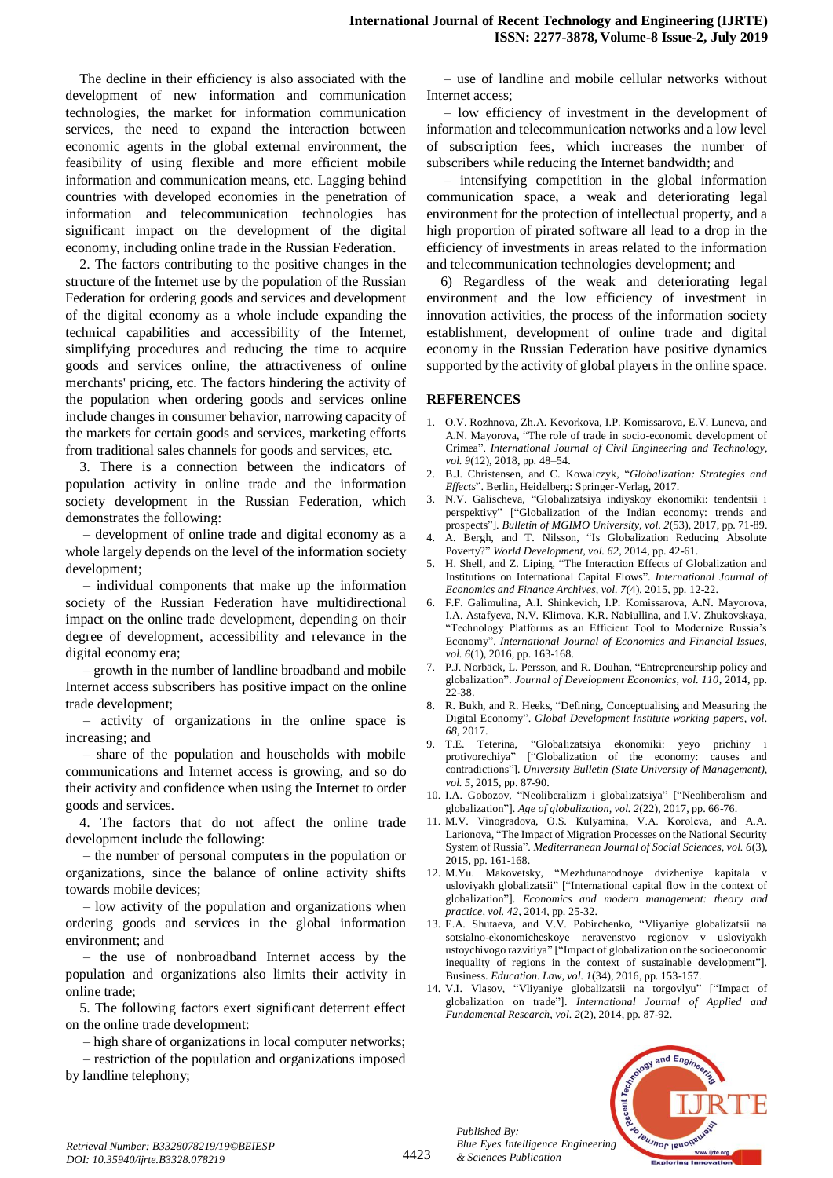The decline in their efficiency is also associated with the development of new information and communication technologies, the market for information communication services, the need to expand the interaction between economic agents in the global external environment, the feasibility of using flexible and more efficient mobile information and communication means, etc. Lagging behind countries with developed economies in the penetration of information and telecommunication technologies has significant impact on the development of the digital economy, including online trade in the Russian Federation.

2. The factors contributing to the positive changes in the structure of the Internet use by the population of the Russian Federation for ordering goods and services and development of the digital economy as a whole include expanding the technical capabilities and accessibility of the Internet, simplifying procedures and reducing the time to acquire goods and services online, the attractiveness of online merchants' pricing, etc. The factors hindering the activity of the population when ordering goods and services online include changes in consumer behavior, narrowing capacity of the markets for certain goods and services, marketing efforts from traditional sales channels for goods and services, etc.

3. There is a connection between the indicators of population activity in online trade and the information society development in the Russian Federation, which demonstrates the following:

– development of online trade and digital economy as a whole largely depends on the level of the information society development;

– individual components that make up the information society of the Russian Federation have multidirectional impact on the online trade development, depending on their degree of development, accessibility and relevance in the digital economy era;

– growth in the number of landline broadband and mobile Internet access subscribers has positive impact on the online trade development;

– activity of organizations in the online space is increasing; and

– share of the population and households with mobile communications and Internet access is growing, and so do their activity and confidence when using the Internet to order goods and services.

4. The factors that do not affect the online trade development include the following:

– the number of personal computers in the population or organizations, since the balance of online activity shifts towards mobile devices;

– low activity of the population and organizations when ordering goods and services in the global information environment; and

– the use of nonbroadband Internet access by the population and organizations also limits their activity in online trade;

5. The following factors exert significant deterrent effect on the online trade development:

– high share of organizations in local computer networks;

– restriction of the population and organizations imposed by landline telephony;

– use of landline and mobile cellular networks without Internet access;

– low efficiency of investment in the development of information and telecommunication networks and a low level of subscription fees, which increases the number of subscribers while reducing the Internet bandwidth; and

– intensifying competition in the global information communication space, a weak and deteriorating legal environment for the protection of intellectual property, and a high proportion of pirated software all lead to a drop in the efficiency of investments in areas related to the information and telecommunication technologies development; and

6) Regardless of the weak and deteriorating legal environment and the low efficiency of investment in innovation activities, the process of the information society establishment, development of online trade and digital economy in the Russian Federation have positive dynamics supported by the activity of global players in the online space.

## REFERENCES

1. O.V. Rozhnova, Zh.A. Kevorkova, I.P. Komissarova, E.V. Luneva, and A.N. Mayorova, "The role of trade in socio-economic development of Crimea". *International Journal of Civil Engineering and Technology, vol. 9*(12), 2018, pp. 48–54.
2. B.J. Christensen, and C. Kowalczyk, "*Globalization: Strategies and Effects*". Berlin, Heidelberg: Springer-Verlag, 2017.
3. N.V. Galischeva, "Globalizatsiya indiyskoy ekonomiki: tendentsii i perspektivy" ["Globalization of the Indian economy: trends and prospects"]. *Bulletin of MGIMO University, vol. 2*(53), 2017, pp. 71-89.
4. A. Bergh, and T. Nilsson, "Is Globalization Reducing Absolute Poverty?" *World Development, vol. 62*, 2014, pp. 42-61.
5. H. Shell, and Z. Liping, "The Interaction Effects of Globalization and Institutions on International Capital Flows". *International Journal of Economics and Finance Archives, vol. 7*(4), 2015, pp. 12-22.
6. F.F. Galimulina, A.I. Shinkevich, I.P. Komissarova, A.N. Mayorova, I.A. Astafyeva, N.V. Klimova, K.R. Nabiullina, and I.V. Zhukovskaya, "Technology Platforms as an Efficient Tool to Modernize Russia's Economy". *International Journal of Economics and Financial Issues, vol. 6*(1), 2016, pp. 163-168.
7. P.J. Norbäck, L. Persson, and R. Douhan, "Entrepreneurship policy and globalization". *Journal of Development Economics, vol. 110*, 2014, pp. 22-38.
8. R. Bukh, and R. Heeks, "Defining, Conceptualising and Measuring the Digital Economy". *Global Development Institute working papers, vol. 68*, 2017.
9. T.E. Teterina, "Globalizatsiya ekonomiki: yeyo prichiny i protivorechiya" ["Globalization of the economy: causes and contradictions"]. *University Bulletin (State University of Management), vol. 5*, 2015, pp. 87-90.
10. I.A. Gobozov, "Neoliberalizm i globalizatsiya" ["Neoliberalism and globalization"]. *Age of globalization, vol. 2*(22), 2017, pp. 66-76.
11. M.V. Vinogradova, O.S. Kulyamina, V.A. Koroleva, and A.A. Larionova, "The Impact of Migration Processes on the National Security System of Russia". *Mediterranean Journal of Social Sciences, vol. 6*(3), 2015, pp. 161-168.
12. M.Yu. Makovetsky, "Mezhdunarodnoye dvizheniye kapitala v usloviyakh globalizatsii" ["International capital flow in the context of globalization"]. *Economics and modern management: theory and practice, vol. 42*, 2014, pp. 25-32.
13. E.A. Shutaeva, and V.V. Pobirchenko, "Vliyaniye globalizatsii na sotsialno-ekonomicheskoye neravenstvo regionov v usloviyakh ustoychivogo razvitiya" ["Impact of globalization on the socioeconomic inequality of regions in the context of sustainable development"]. Business. *Education. Law, vol. 1*(34), 2016, pp. 153-157.
14. V.I. Vlasov, "Vliyaniye globalizatsii na torgovlyu" ["Impact of globalization on trade"]. *International Journal of Applied and Fundamental Research, vol. 2*(2), 2014, pp. 87-92.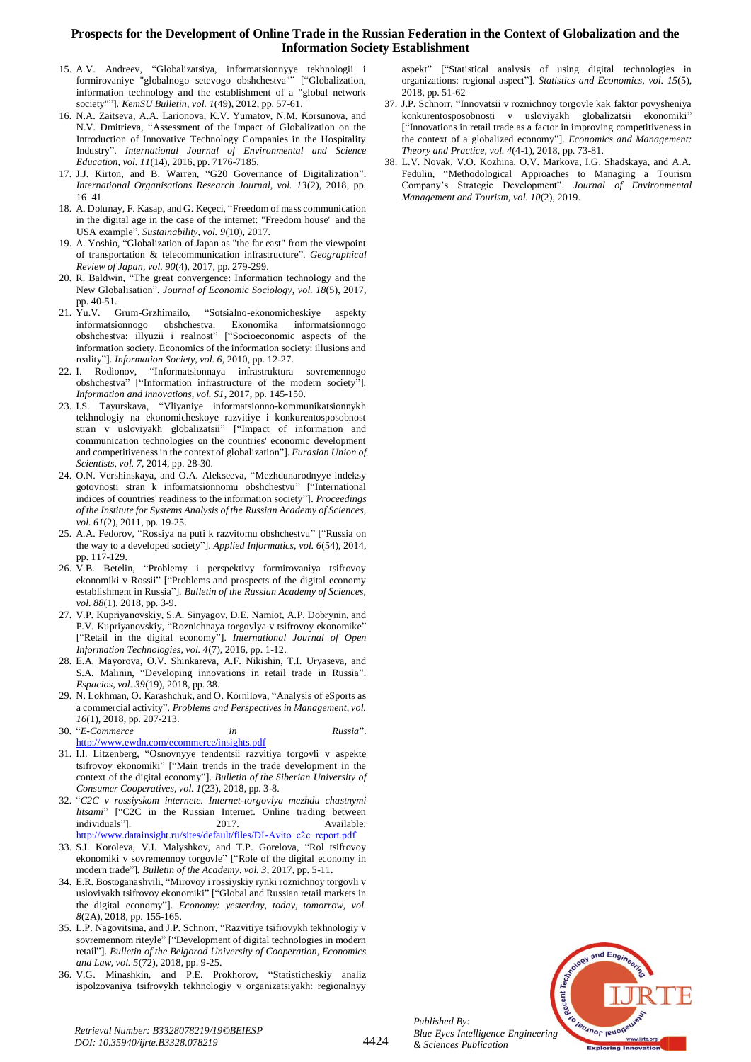15. A.V. Andreev, "Globalizatsiya, informatsionnyye tekhnologii i formirovaniye "globalnogo setevogo obshchestva"" ["Globalization, information technology and the establishment of a "global network society""]. *KemSU Bulletin, vol. 1*(49), 2012, pp. 57-61.
16. N.A. Zaitseva, A.A. Larionova, K.V. Yumatov, N.M. Korsunova, and N.V. Dmitrieva, "Assessment of the Impact of Globalization on the Introduction of Innovative Technology Companies in the Hospitality Industry". *International Journal of Environmental and Science Education, vol. 11*(14), 2016, pp. 7176-7185.
17. J.J. Kirton, and B. Warren, "G20 Governance of Digitalization". *International Organisations Research Journal, vol. 13*(2), 2018, pp. 16–41.
18. A. Dolunay, F. Kasap, and G. Keçeci, "Freedom of mass communication in the digital age in the case of the internet: "Freedom house" and the USA example". *Sustainability, vol. 9*(10), 2017.
19. A. Yoshio, "Globalization of Japan as "the far east" from the viewpoint of transportation & telecommunication infrastructure". *Geographical Review of Japan, vol. 90*(4), 2017, pp. 279-299.
20. R. Baldwin, "The great convergence: Information technology and the New Globalisation". *Journal of Economic Sociology, vol. 18*(5), 2017, pp. 40-51.
21. Yu.V. Grum-Grzhimailo, "Sotsialno-ekonomicheskiye aspekty informatsionnogo obshchestva. Ekonomika informatsionnogo obshchestva: illyuzii i realnost" ["Socioeconomic aspects of the information society. Economics of the information society: illusions and reality"]. *Information Society, vol. 6*, 2010, pp. 12-27.
22. I. Rodionov, "Informatsionnaya infrastruktura sovremennogo obshchestva" ["Information infrastructure of the modern society"]. *Information and innovations, vol. S1*, 2017, pp. 145-150.
23. I.S. Tayurskaya, "Vliyaniye informatsionno-kommunikatsionnykh tekhnologiy na ekonomicheskoye razvitiye i konkurentosposobnost stran v usloviyakh globalizatsii" ["Impact of information and communication technologies on the countries' economic development and competitiveness in the context of globalization"]. *Eurasian Union of Scientists, vol. 7*, 2014, pp. 28-30.
24. O.N. Vershinskaya, and O.A. Alekseeva, "Mezhdunarodnyye indeksy gotovnosti stran k informatsionnomu obshchestvu" ["International indices of countries' readiness to the information society"]. *Proceedings of the Institute for Systems Analysis of the Russian Academy of Sciences, vol. 61*(2), 2011, pp. 19-25.
25. A.A. Fedorov, "Rossiya na puti k razvitomu obshchestvu" ["Russia on the way to a developed society"]. *Applied Informatics, vol. 6*(54), 2014, pp. 117-129.
26. V.B. Betelin, "Problemy i perspektivy formirovaniya tsifrovoy ekonomiki v Rossii" ["Problems and prospects of the digital economy establishment in Russia"]. *Bulletin of the Russian Academy of Sciences, vol. 88*(1), 2018, pp. 3-9.
27. V.P. Kupriyanovskiy, S.A. Sinyagov, D.E. Namiot, A.P. Dobrynin, and P.V. Kupriyanovskiy, "Roznichnaya torgovlya v tsifrovoy ekonomike" ["Retail in the digital economy"]. *International Journal of Open Information Technologies, vol. 4*(7), 2016, pp. 1-12.
28. E.A. Mayorova, O.V. Shinkareva, A.F. Nikishin, T.I. Uryaseva, and S.A. Malinin, "Developing innovations in retail trade in Russia". *Espacios, vol. 39*(19), 2018, pp. 38.
29. N. Lokhman, O. Karashchuk, and O. Kornilova, "Analysis of eSports as a commercial activity". *Problems and Perspectives in Management, vol. 16*(1), 2018, pp. 207-213.
30. "*E-Commerce in Russia*". http://www.ewdn.com/ecommerce/insights.pdf
31. I.I. Litzenberg, "Osnovnyye tendentsii razvitiya torgovli v aspekte tsifrovoy ekonomiki" ["Main trends in the trade development in the context of the digital economy"]. *Bulletin of the Siberian University of Consumer Cooperatives, vol. 1*(23), 2018, pp. 3-8.
32. "*C2C v rossiyskom internete. Internet-torgovlya mezhdu chastnymi litsami*" ["C2C in the Russian Internet. Online trading between individuals"]. 2017. Available: http://www.datainsight.ru/sites/default/files/DI-Avito_c2c_report.pdf
33. S.I. Koroleva, V.I. Malyshkov, and T.P. Gorelova, "Rol tsifrovoy ekonomiki v sovremennoy torgovle" ["Role of the digital economy in modern trade"]. *Bulletin of the Academy, vol. 3*, 2017, pp. 5-11.
34. E.R. Bostoganashvili, "Mirovoy i rossiyskiy rynki roznichnoy torgovli v usloviyakh tsifrovoy ekonomiki" ["Global and Russian retail markets in the digital economy"]. *Economy: yesterday, today, tomorrow, vol. 8*(2A), 2018, pp. 155-165.
35. L.P. Nagovitsina, and J.P. Schnorr, "Razvitiye tsifrovykh tekhnologiy v sovremennom riteyle" ["Development of digital technologies in modern retail"]. *Bulletin of the Belgorod University of Cooperation, Economics and Law, vol. 5*(72), 2018, pp. 9-25.
36. V.G. Minashkin, and P.E. Prokhorov, "Statisticheskiy analiz ispolzovaniya tsifrovykh tekhnologiy v organizatsiyakh: regionalnyy aspekt" ["Statistical analysis of using digital technologies in organizations: regional aspect"]. *Statistics and Economics, vol. 15*(5), 2018, pp. 51-62
37. J.P. Schnorr, "Innovatsii v roznichnoy torgovle kak faktor povysheniya konkurentosposobnosti v usloviyakh globalizatsii ekonomiki" ["Innovations in retail trade as a factor in improving competitiveness in the context of a globalized economy"]. *Economics and Management: Theory and Practice, vol. 4*(4-1), 2018, pp. 73-81.
38. L.V. Novak, V.O. Kozhina, O.V. Markova, I.G. Shadskaya, and A.A. Fedulin, "Methodological Approaches to Managing a Tourism Company's Strategic Development". *Journal of Environmental Management and Tourism, vol. 10*(2), 2019.